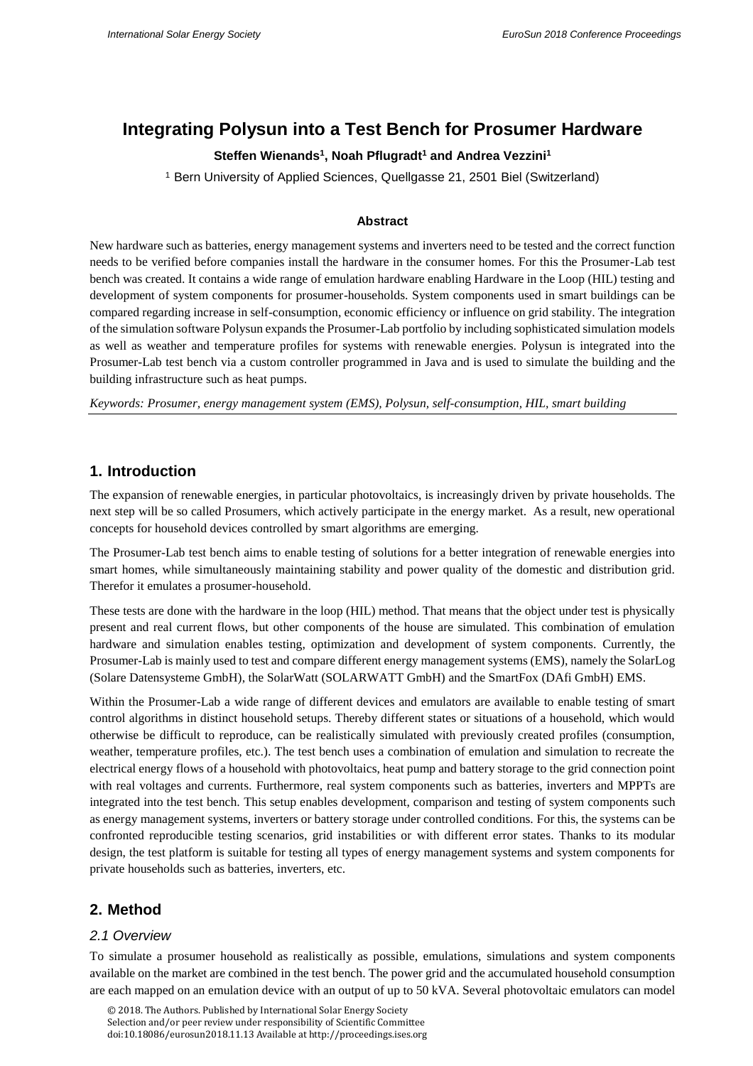# Integrating Polysun into a Test Bench for Prosumer Hardware

**Steffen Wienands[1], Noah Pflugradt[1] and Andrea Vezzini[1]**

[1] Bern University of Applied Sciences, Quellgasse 21, 2501 Biel (Switzerland)

### Abstract

New hardware such as batteries, energy management systems and inverters need to be tested and the correct function needs to be verified before companies install the hardware in the consumer homes. For this the Prosumer-Lab test bench was created. It contains a wide range of emulation hardware enabling Hardware in the Loop (HIL) testing and development of system components for prosumer-households. System components used in smart buildings can be compared regarding increase in self-consumption, economic efficiency or influence on grid stability. The integration of the simulation software Polysun expands the Prosumer-Lab portfolio by including sophisticated simulation models as well as weather and temperature profiles for systems with renewable energies. Polysun is integrated into the Prosumer-Lab test bench via a custom controller programmed in Java and is used to simulate the building and the building infrastructure such as heat pumps.

*Keywords: Prosumer, energy management system (EMS), Polysun, self-consumption, HIL, smart building*

## 1. Introduction

The expansion of renewable energies, in particular photovoltaics, is increasingly driven by private households. The next step will be so called Prosumers, which actively participate in the energy market. As a result, new operational concepts for household devices controlled by smart algorithms are emerging.

The Prosumer-Lab test bench aims to enable testing of solutions for a better integration of renewable energies into smart homes, while simultaneously maintaining stability and power quality of the domestic and distribution grid. Therefor it emulates a prosumer-household.

These tests are done with the hardware in the loop (HIL) method. That means that the object under test is physically present and real current flows, but other components of the house are simulated. This combination of emulation hardware and simulation enables testing, optimization and development of system components. Currently, the Prosumer-Lab is mainly used to test and compare different energy management systems (EMS), namely the SolarLog (Solare Datensysteme GmbH), the SolarWatt (SOLARWATT GmbH) and the SmartFox (DAfi GmbH) EMS.

Within the Prosumer-Lab a wide range of different devices and emulators are available to enable testing of smart control algorithms in distinct household setups. Thereby different states or situations of a household, which would otherwise be difficult to reproduce, can be realistically simulated with previously created profiles (consumption, weather, temperature profiles, etc.). The test bench uses a combination of emulation and simulation to recreate the electrical energy flows of a household with photovoltaics, heat pump and battery storage to the grid connection point with real voltages and currents. Furthermore, real system components such as batteries, inverters and MPPTs are integrated into the test bench. This setup enables development, comparison and testing of system components such as energy management systems, inverters or battery storage under controlled conditions. For this, the systems can be confronted reproducible testing scenarios, grid instabilities or with different error states. Thanks to its modular design, the test platform is suitable for testing all types of energy management systems and system components for private households such as batteries, inverters, etc.

## 2. Method

### *2.1 Overview*

To simulate a prosumer household as realistically as possible, emulations, simulations and system components available on the market are combined in the test bench. The power grid and the accumulated household consumption are each mapped on an emulation device with an output of up to 50 kVA. Several photovoltaic emulators can model

© 2018. The Authors. Published by International Solar Energy Society
Selection and/or peer review under responsibility of Scientific Committee
doi:10.18086/eurosun2018.11.13 Available at http://proceedings.ises.org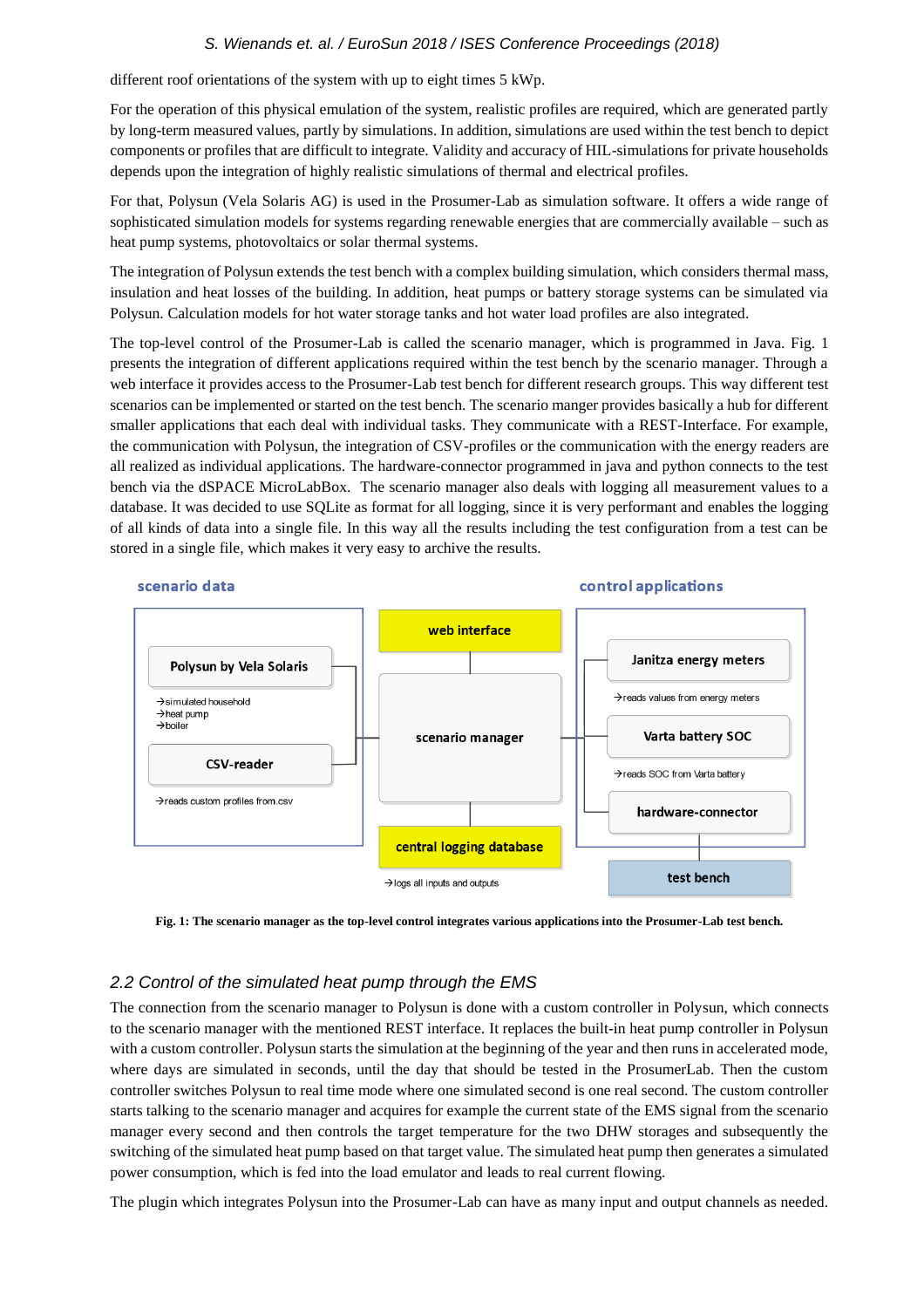different roof orientations of the system with up to eight times 5 kWp.

For the operation of this physical emulation of the system, realistic profiles are required, which are generated partly by long-term measured values, partly by simulations. In addition, simulations are used within the test bench to depict components or profiles that are difficult to integrate. Validity and accuracy of HIL-simulations for private households depends upon the integration of highly realistic simulations of thermal and electrical profiles.

For that, Polysun (Vela Solaris AG) is used in the Prosumer-Lab as simulation software. It offers a wide range of sophisticated simulation models for systems regarding renewable energies that are commercially available – such as heat pump systems, photovoltaics or solar thermal systems.

The integration of Polysun extends the test bench with a complex building simulation, which considers thermal mass, insulation and heat losses of the building. In addition, heat pumps or battery storage systems can be simulated via Polysun. Calculation models for hot water storage tanks and hot water load profiles are also integrated.

The top-level control of the Prosumer-Lab is called the scenario manager, which is programmed in Java. Fig. 1 presents the integration of different applications required within the test bench by the scenario manager. Through a web interface it provides access to the Prosumer-Lab test bench for different research groups. This way different test scenarios can be implemented or started on the test bench. The scenario manger provides basically a hub for different smaller applications that each deal with individual tasks. They communicate with a REST-Interface. For example, the communication with Polysun, the integration of CSV-profiles or the communication with the energy readers are all realized as individual applications. The hardware-connector programmed in java and python connects to the test bench via the dSPACE MicroLabBox. The scenario manager also deals with logging all measurement values to a database. It was decided to use SQLite as format for all logging, since it is very performant and enables the logging of all kinds of data into a single file. In this way all the results including the test configuration from a test can be stored in a single file, which makes it very easy to archive the results.

**Fig. 1: The scenario manager as the top-level control integrates various applications into the Prosumer-Lab test bench.**

## *2.2 Control of the simulated heat pump through the EMS*

The connection from the scenario manager to Polysun is done with a custom controller in Polysun, which connects to the scenario manager with the mentioned REST interface. It replaces the built-in heat pump controller in Polysun with a custom controller. Polysun starts the simulation at the beginning of the year and then runs in accelerated mode, where days are simulated in seconds, until the day that should be tested in the ProsumerLab. Then the custom controller switches Polysun to real time mode where one simulated second is one real second. The custom controller starts talking to the scenario manager and acquires for example the current state of the EMS signal from the scenario manager every second and then controls the target temperature for the two DHW storages and subsequently the switching of the simulated heat pump based on that target value. The simulated heat pump then generates a simulated power consumption, which is fed into the load emulator and leads to real current flowing.

The plugin which integrates Polysun into the Prosumer-Lab can have as many input and output channels as needed.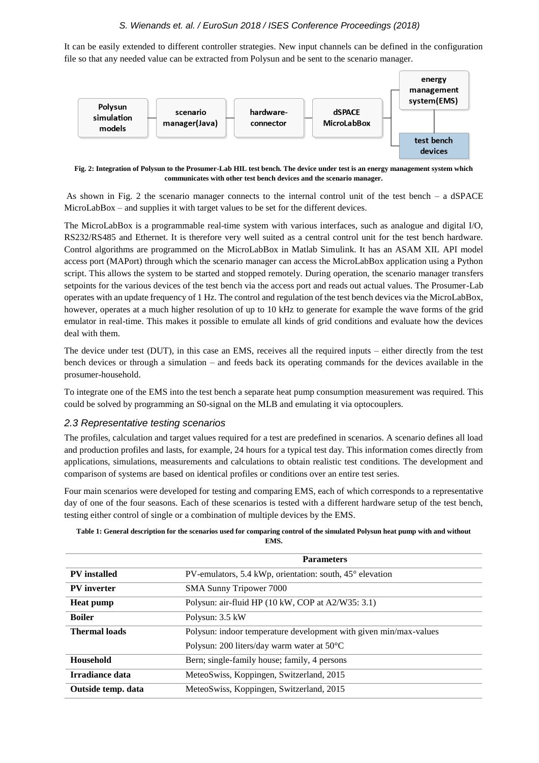It can be easily extended to different controller strategies. New input channels can be defined in the configuration file so that any needed value can be extracted from Polysun and be sent to the scenario manager.

**Fig. 2: Integration of Polysun to the Prosumer-Lab HIL test bench. The device under test is an energy management system which communicates with other test bench devices and the scenario manager.**

As shown in Fig. 2 the scenario manager connects to the internal control unit of the test bench – a dSPACE MicroLabBox – and supplies it with target values to be set for the different devices.

The MicroLabBox is a programmable real-time system with various interfaces, such as analogue and digital I/O, RS232/RS485 and Ethernet. It is therefore very well suited as a central control unit for the test bench hardware. Control algorithms are programmed on the MicroLabBox in Matlab Simulink. It has an ASAM XIL API model access port (MAPort) through which the scenario manager can access the MicroLabBox application using a Python script. This allows the system to be started and stopped remotely. During operation, the scenario manager transfers setpoints for the various devices of the test bench via the access port and reads out actual values. The Prosumer-Lab operates with an update frequency of 1 Hz. The control and regulation of the test bench devices via the MicroLabBox, however, operates at a much higher resolution of up to 10 kHz to generate for example the wave forms of the grid emulator in real-time. This makes it possible to emulate all kinds of grid conditions and evaluate how the devices deal with them.

The device under test (DUT), in this case an EMS, receives all the required inputs – either directly from the test bench devices or through a simulation – and feeds back its operating commands for the devices available in the prosumer-household.

To integrate one of the EMS into the test bench a separate heat pump consumption measurement was required. This could be solved by programming an S0-signal on the MLB and emulating it via optocouplers.

### *2.3 Representative testing scenarios*

The profiles, calculation and target values required for a test are predefined in scenarios. A scenario defines all load and production profiles and lasts, for example, 24 hours for a typical test day. This information comes directly from applications, simulations, measurements and calculations to obtain realistic test conditions. The development and comparison of systems are based on identical profiles or conditions over an entire test series.

Four main scenarios were developed for testing and comparing EMS, each of which corresponds to a representative day of one of the four seasons. Each of these scenarios is tested with a different hardware setup of the test bench, testing either control of single or a combination of multiple devices by the EMS.

**Table 1: General description for the scenarios used for comparing control of the simulated Polysun heat pump with and without EMS.**

| | **Parameters** |
|---|---|
| **PV installed** | PV-emulators, 5.4 kWp, orientation: south, 45° elevation |
| **PV inverter** | SMA Sunny Tripower 7000 |
| **Heat pump** | Polysun: air-fluid HP (10 kW, COP at A2/W35: 3.1) |
| **Boiler** | Polysun: 3.5 kW |
| **Thermal loads** | Polysun: indoor temperature development with given min/max-values<br>Polysun: 200 liters/day warm water at 50°C |
| **Household** | Bern; single-family house; family, 4 persons |
| **Irradiance data** | MeteoSwiss, Koppingen, Switzerland, 2015 |
| **Outside temp. data** | MeteoSwiss, Koppingen, Switzerland, 2015 |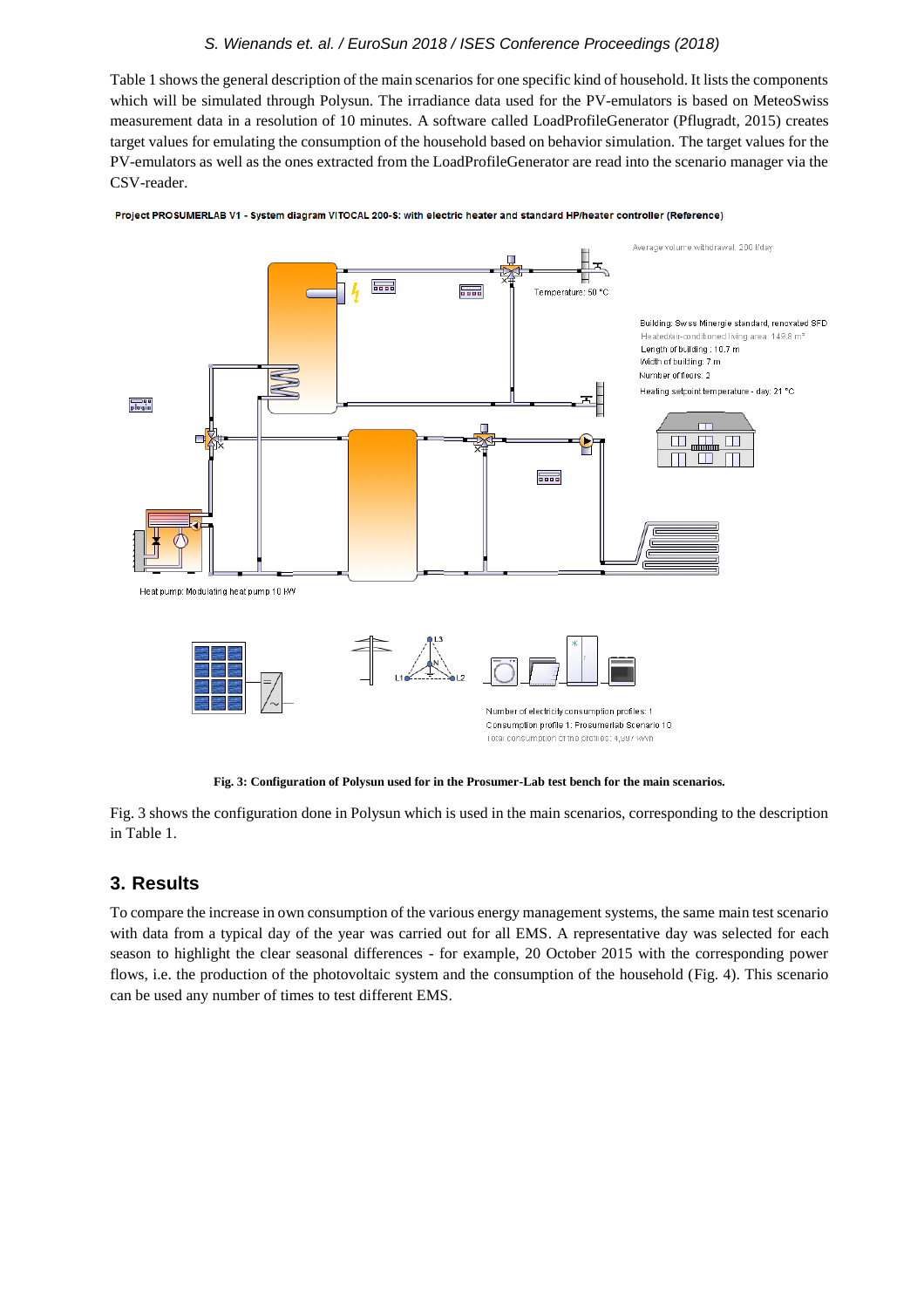Table 1 shows the general description of the main scenarios for one specific kind of household. It lists the components which will be simulated through Polysun. The irradiance data used for the PV-emulators is based on MeteoSwiss measurement data in a resolution of 10 minutes. A software called LoadProfileGenerator (Pflugradt, 2015) creates target values for emulating the consumption of the household based on behavior simulation. The target values for the PV-emulators as well as the ones extracted from the LoadProfileGenerator are read into the scenario manager via the CSV-reader.

**Fig. 3: Configuration of Polysun used for in the Prosumer-Lab test bench for the main scenarios.**

Fig. 3 shows the configuration done in Polysun which is used in the main scenarios, corresponding to the description in Table 1.

## 3. Results

To compare the increase in own consumption of the various energy management systems, the same main test scenario with data from a typical day of the year was carried out for all EMS. A representative day was selected for each season to highlight the clear seasonal differences - for example, 20 October 2015 with the corresponding power flows, i.e. the production of the photovoltaic system and the consumption of the household (Fig. 4). This scenario can be used any number of times to test different EMS.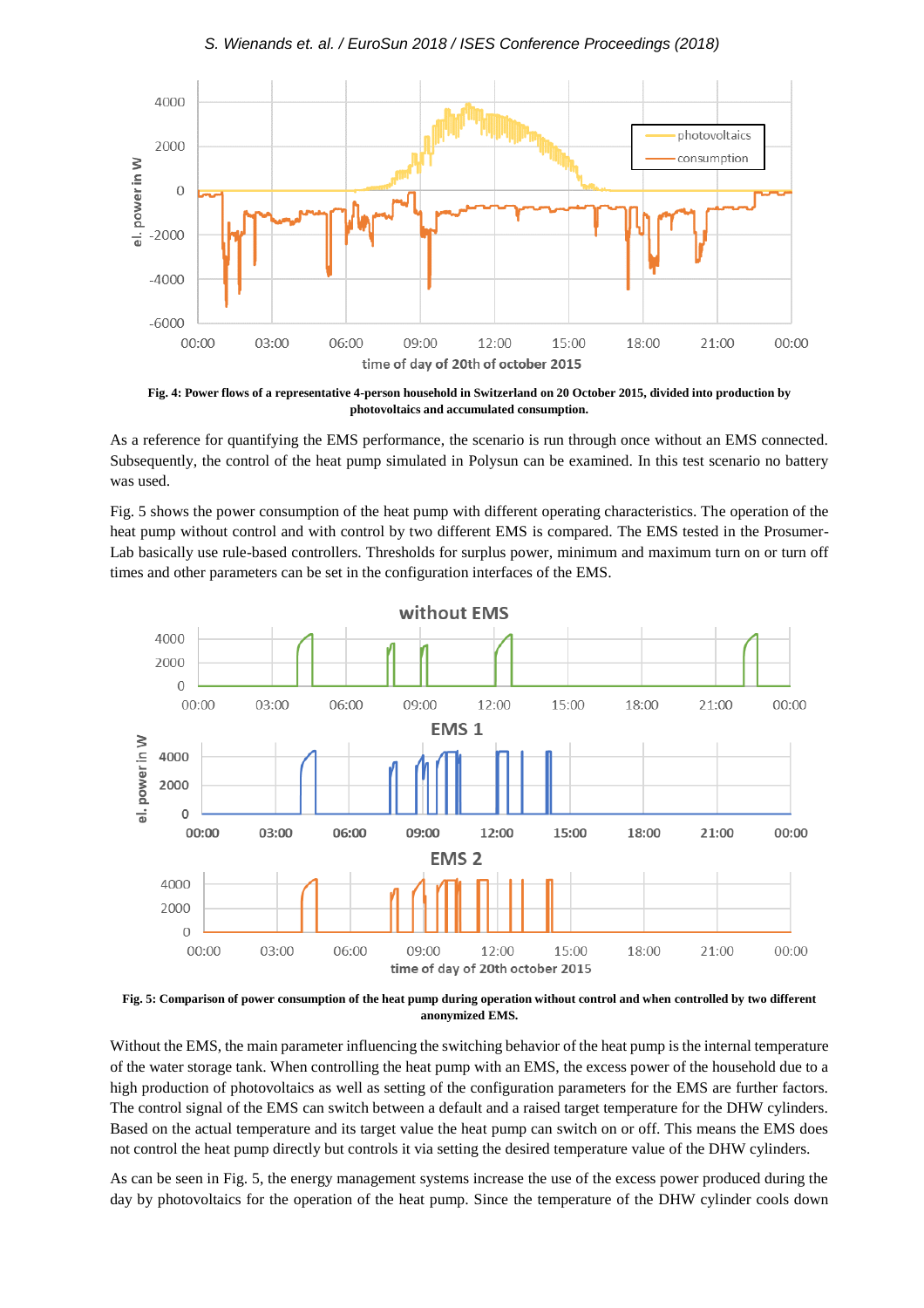**Fig. 4: Power flows of a representative 4-person household in Switzerland on 20 October 2015, divided into production by photovoltaics and accumulated consumption.**

As a reference for quantifying the EMS performance, the scenario is run through once without an EMS connected. Subsequently, the control of the heat pump simulated in Polysun can be examined. In this test scenario no battery was used.

Fig. 5 shows the power consumption of the heat pump with different operating characteristics. The operation of the heat pump without control and with control by two different EMS is compared. The EMS tested in the Prosumer-Lab basically use rule-based controllers. Thresholds for surplus power, minimum and maximum turn on or turn off times and other parameters can be set in the configuration interfaces of the EMS.

**Fig. 5: Comparison of power consumption of the heat pump during operation without control and when controlled by two different anonymized EMS.**

Without the EMS, the main parameter influencing the switching behavior of the heat pump is the internal temperature of the water storage tank. When controlling the heat pump with an EMS, the excess power of the household due to a high production of photovoltaics as well as setting of the configuration parameters for the EMS are further factors. The control signal of the EMS can switch between a default and a raised target temperature for the DHW cylinders. Based on the actual temperature and its target value the heat pump can switch on or off. This means the EMS does not control the heat pump directly but controls it via setting the desired temperature value of the DHW cylinders.

As can be seen in Fig. 5, the energy management systems increase the use of the excess power produced during the day by photovoltaics for the operation of the heat pump. Since the temperature of the DHW cylinder cools down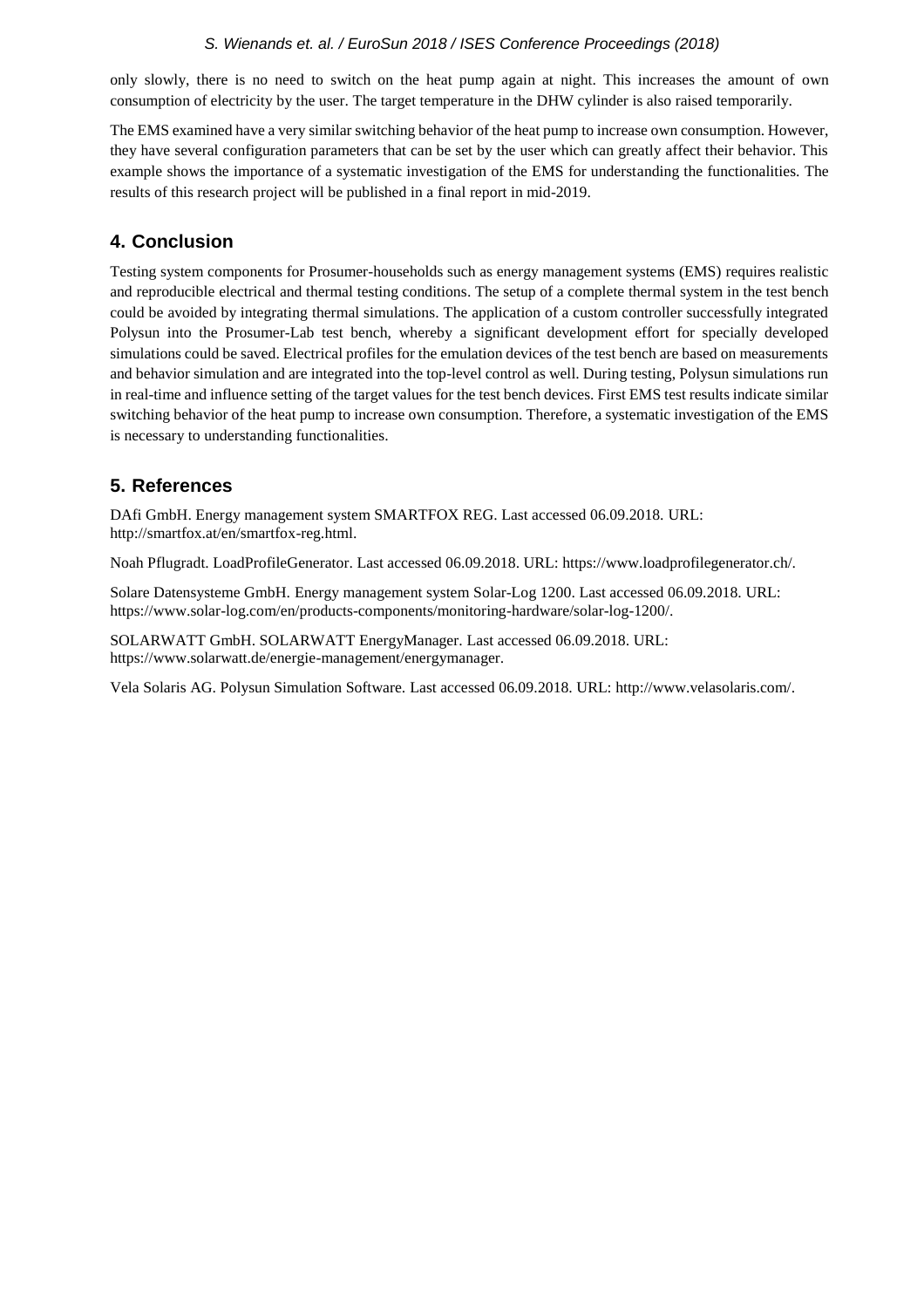only slowly, there is no need to switch on the heat pump again at night. This increases the amount of own consumption of electricity by the user. The target temperature in the DHW cylinder is also raised temporarily.

The EMS examined have a very similar switching behavior of the heat pump to increase own consumption. However, they have several configuration parameters that can be set by the user which can greatly affect their behavior. This example shows the importance of a systematic investigation of the EMS for understanding the functionalities. The results of this research project will be published in a final report in mid-2019.

## 4. Conclusion

Testing system components for Prosumer-households such as energy management systems (EMS) requires realistic and reproducible electrical and thermal testing conditions. The setup of a complete thermal system in the test bench could be avoided by integrating thermal simulations. The application of a custom controller successfully integrated Polysun into the Prosumer-Lab test bench, whereby a significant development effort for specially developed simulations could be saved. Electrical profiles for the emulation devices of the test bench are based on measurements and behavior simulation and are integrated into the top-level control as well. During testing, Polysun simulations run in real-time and influence setting of the target values for the test bench devices. First EMS test results indicate similar switching behavior of the heat pump to increase own consumption. Therefore, a systematic investigation of the EMS is necessary to understanding functionalities.

## 5. References

DAfi GmbH. Energy management system SMARTFOX REG. Last accessed 06.09.2018. URL: http://smartfox.at/en/smartfox-reg.html.

Noah Pflugradt. LoadProfileGenerator. Last accessed 06.09.2018. URL: https://www.loadprofilegenerator.ch/.

Solare Datensysteme GmbH. Energy management system Solar-Log 1200. Last accessed 06.09.2018. URL: https://www.solar-log.com/en/products-components/monitoring-hardware/solar-log-1200/.

SOLARWATT GmbH. SOLARWATT EnergyManager. Last accessed 06.09.2018. URL: https://www.solarwatt.de/energie-management/energymanager.

Vela Solaris AG. Polysun Simulation Software. Last accessed 06.09.2018. URL: http://www.velasolaris.com/.